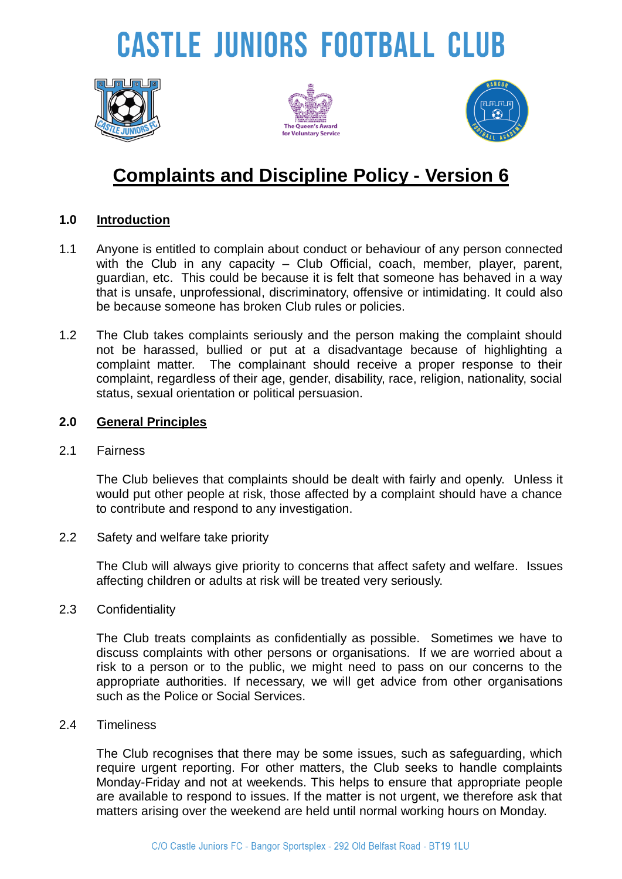# CASTLE JUNIORS FOOTBALL CLUB

## Complaints and Discipline Policy - Version 6

### 1.0 Introduction

1.1 Anyone is entitled to complain about conduct or behaviour of any person connected with the Club in any capacity – Club Official, coach, member, player, parent, guardian, etc. This could be because it is felt that someone has behaved in a way that is unsafe, unprofessional, discriminatory, offensive or intimidating. It could also be because someone has broken Club rules or policies.

1.2 The Club takes complaints seriously and the person making the complaint should not be harassed, bullied or put at a disadvantage because of highlighting a complaint matter. The complainant should receive a proper response to their complaint, regardless of their age, gender, disability, race, religion, nationality, social status, sexual orientation or political persuasion.

### 2.0 General Principles

2.1 Fairness

The Club believes that complaints should be dealt with fairly and openly. Unless it would put other people at risk, those affected by a complaint should have a chance to contribute and respond to any investigation.

2.2 Safety and welfare take priority

The Club will always give priority to concerns that affect safety and welfare. Issues affecting children or adults at risk will be treated very seriously.

2.3 Confidentiality

The Club treats complaints as confidentially as possible. Sometimes we have to discuss complaints with other persons or organisations. If we are worried about a risk to a person or to the public, we might need to pass on our concerns to the appropriate authorities. If necessary, we will get advice from other organisations such as the Police or Social Services.

2.4 Timeliness

The Club recognises that there may be some issues, such as safeguarding, which require urgent reporting. For other matters, the Club seeks to handle complaints Monday-Friday and not at weekends. This helps to ensure that appropriate people are available to respond to issues. If the matter is not urgent, we therefore ask that matters arising over the weekend are held until normal working hours on Monday.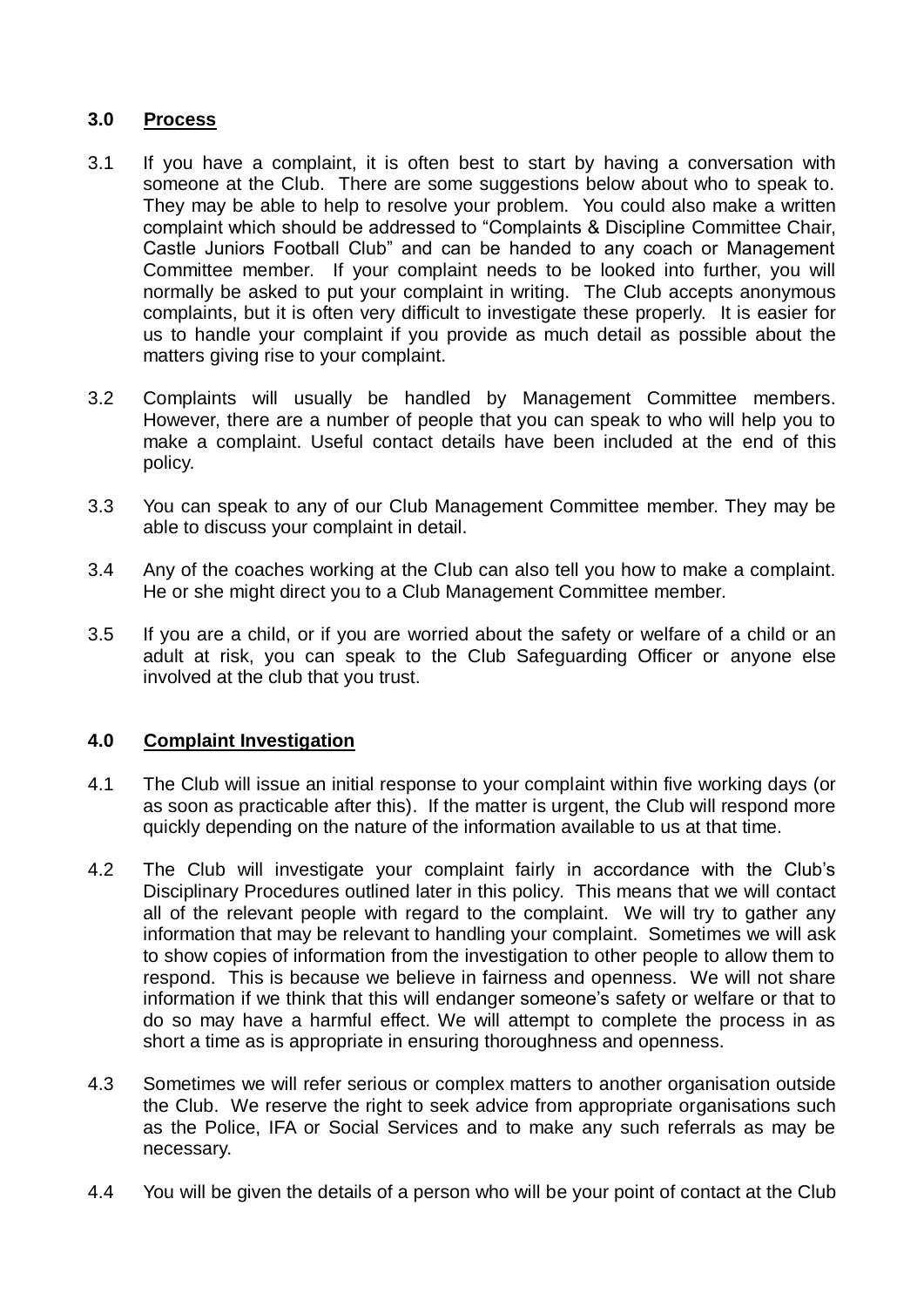## 3.0 Process

3.1 If you have a complaint, it is often best to start by having a conversation with someone at the Club. There are some suggestions below about who to speak to. They may be able to help to resolve your problem. You could also make a written complaint which should be addressed to "Complaints & Discipline Committee Chair, Castle Juniors Football Club" and can be handed to any coach or Management Committee member. If your complaint needs to be looked into further, you will normally be asked to put your complaint in writing. The Club accepts anonymous complaints, but it is often very difficult to investigate these properly. It is easier for us to handle your complaint if you provide as much detail as possible about the matters giving rise to your complaint.

3.2 Complaints will usually be handled by Management Committee members. However, there are a number of people that you can speak to who will help you to make a complaint. Useful contact details have been included at the end of this policy.

3.3 You can speak to any of our Club Management Committee member. They may be able to discuss your complaint in detail.

3.4 Any of the coaches working at the Club can also tell you how to make a complaint. He or she might direct you to a Club Management Committee member.

3.5 If you are a child, or if you are worried about the safety or welfare of a child or an adult at risk, you can speak to the Club Safeguarding Officer or anyone else involved at the club that you trust.

## 4.0 Complaint Investigation

4.1 The Club will issue an initial response to your complaint within five working days (or as soon as practicable after this). If the matter is urgent, the Club will respond more quickly depending on the nature of the information available to us at that time.

4.2 The Club will investigate your complaint fairly in accordance with the Club's Disciplinary Procedures outlined later in this policy. This means that we will contact all of the relevant people with regard to the complaint. We will try to gather any information that may be relevant to handling your complaint. Sometimes we will ask to show copies of information from the investigation to other people to allow them to respond. This is because we believe in fairness and openness. We will not share information if we think that this will endanger someone's safety or welfare or that to do so may have a harmful effect. We will attempt to complete the process in as short a time as is appropriate in ensuring thoroughness and openness.

4.3 Sometimes we will refer serious or complex matters to another organisation outside the Club. We reserve the right to seek advice from appropriate organisations such as the Police, IFA or Social Services and to make any such referrals as may be necessary.

4.4 You will be given the details of a person who will be your point of contact at the Club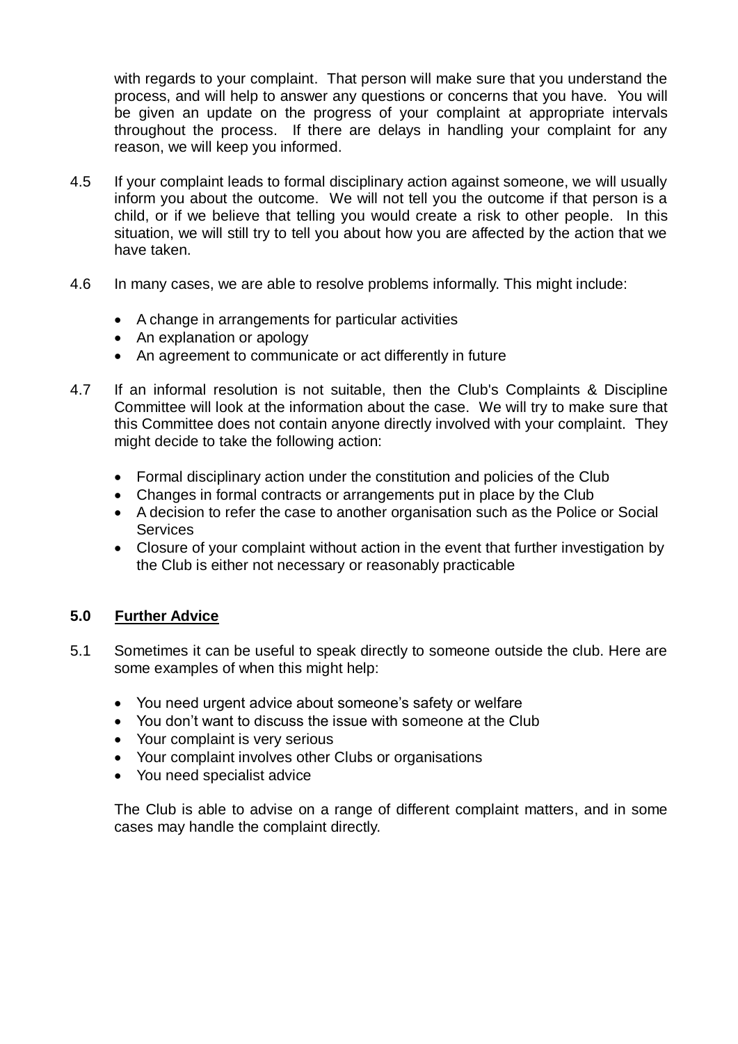with regards to your complaint. That person will make sure that you understand the process, and will help to answer any questions or concerns that you have. You will be given an update on the progress of your complaint at appropriate intervals throughout the process. If there are delays in handling your complaint for any reason, we will keep you informed.

4.5 If your complaint leads to formal disciplinary action against someone, we will usually inform you about the outcome. We will not tell you the outcome if that person is a child, or if we believe that telling you would create a risk to other people. In this situation, we will still try to tell you about how you are affected by the action that we have taken.

4.6 In many cases, we are able to resolve problems informally. This might include:

- A change in arrangements for particular activities
- An explanation or apology
- An agreement to communicate or act differently in future

4.7 If an informal resolution is not suitable, then the Club's Complaints & Discipline Committee will look at the information about the case. We will try to make sure that this Committee does not contain anyone directly involved with your complaint. They might decide to take the following action:

- Formal disciplinary action under the constitution and policies of the Club
- Changes in formal contracts or arrangements put in place by the Club
- A decision to refer the case to another organisation such as the Police or Social Services
- Closure of your complaint without action in the event that further investigation by the Club is either not necessary or reasonably practicable

## 5.0 Further Advice

5.1 Sometimes it can be useful to speak directly to someone outside the club. Here are some examples of when this might help:

- You need urgent advice about someone's safety or welfare
- You don't want to discuss the issue with someone at the Club
- Your complaint is very serious
- Your complaint involves other Clubs or organisations
- You need specialist advice

The Club is able to advise on a range of different complaint matters, and in some cases may handle the complaint directly.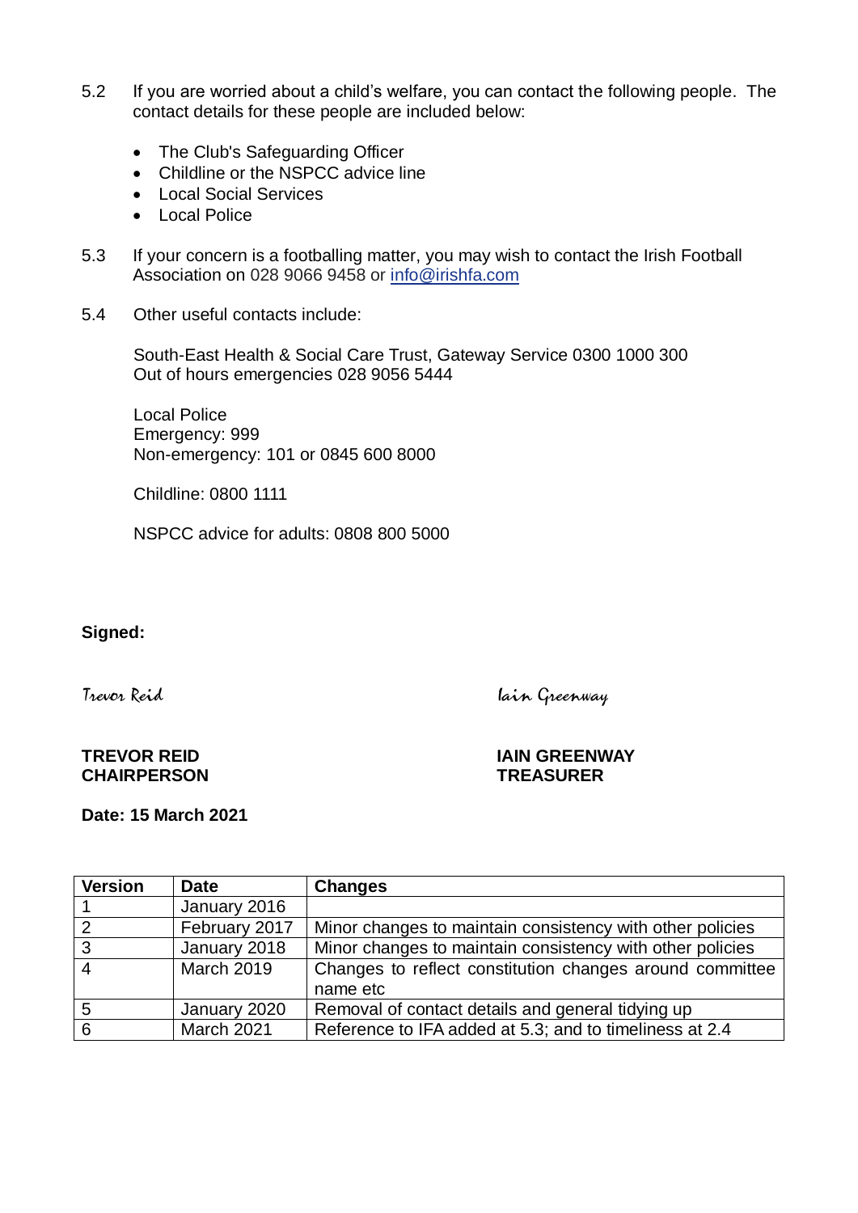5.2 If you are worried about a child's welfare, you can contact the following people. The contact details for these people are included below:

- The Club's Safeguarding Officer
- Childline or the NSPCC advice line
- Local Social Services
- Local Police

5.3 If your concern is a footballing matter, you may wish to contact the Irish Football Association on 028 9066 9458 or [info@irishfa.com](mailto:info@irishfa.com)

5.4 Other useful contacts include:

South-East Health & Social Care Trust, Gateway Service 0300 1000 300
Out of hours emergencies 028 9056 5444

Local Police
Emergency: 999
Non-emergency: 101 or 0845 600 8000

Childline: 0800 1111

NSPCC advice for adults: 0808 800 5000

**Signed:**

*Trevor Reid*

**TREVOR REID**
**CHAIRPERSON**

*Iain Greenway*

**IAIN GREENWAY**
**TREASURER**

**Date: 15 March 2021**

| Version | Date | Changes |
|---|---|---|
| 1 | January 2016 | |
| 2 | February 2017 | Minor changes to maintain consistency with other policies |
| 3 | January 2018 | Minor changes to maintain consistency with other policies |
| 4 | March 2019 | Changes to reflect constitution changes around committee name etc |
| 5 | January 2020 | Removal of contact details and general tidying up |
| 6 | March 2021 | Reference to IFA added at 5.3; and to timeliness at 2.4 |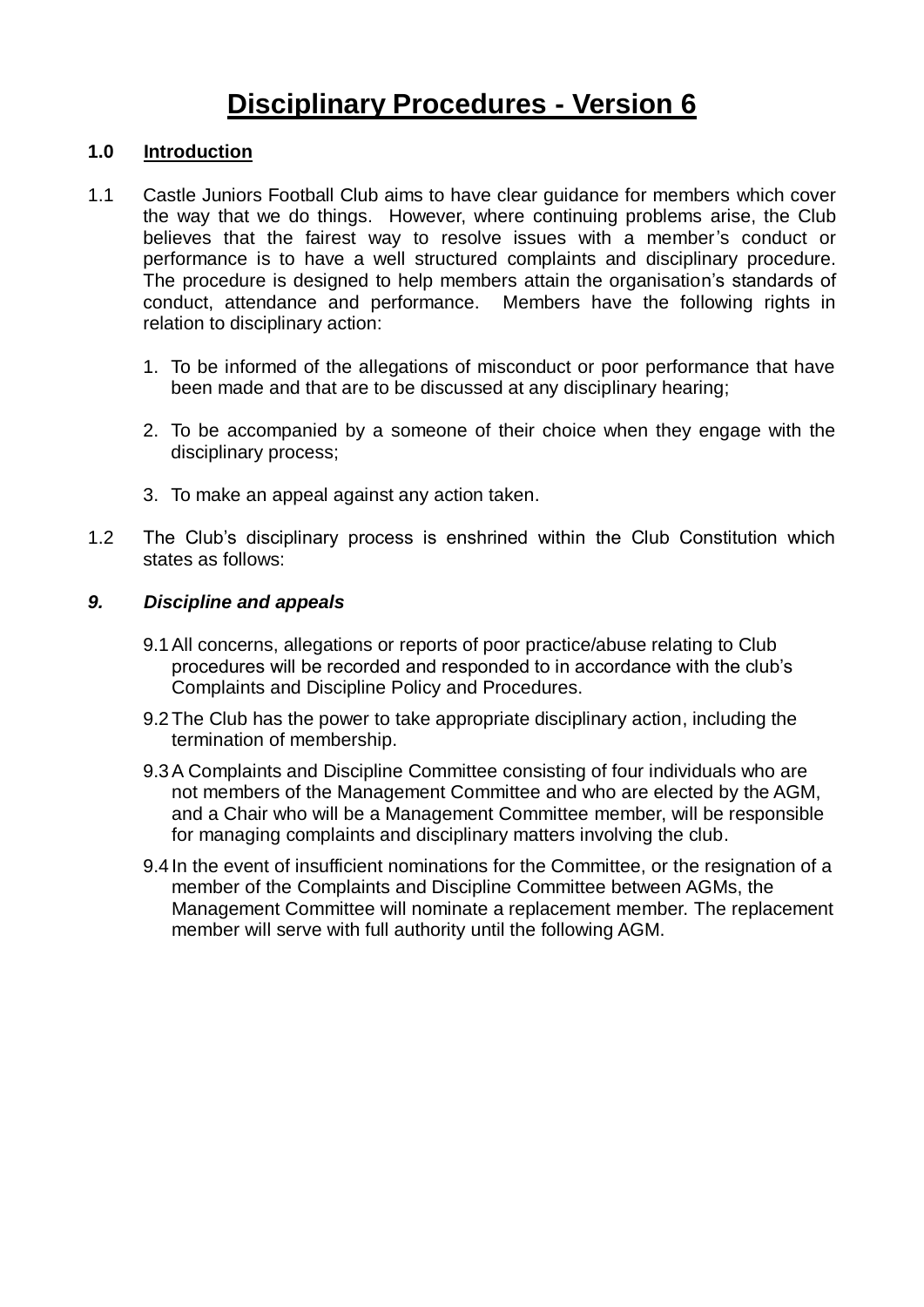# Disciplinary Procedures - Version 6

## 1.0 Introduction

1.1 Castle Juniors Football Club aims to have clear guidance for members which cover the way that we do things. However, where continuing problems arise, the Club believes that the fairest way to resolve issues with a member's conduct or performance is to have a well structured complaints and disciplinary procedure. The procedure is designed to help members attain the organisation's standards of conduct, attendance and performance. Members have the following rights in relation to disciplinary action:

1. To be informed of the allegations of misconduct or poor performance that have been made and that are to be discussed at any disciplinary hearing;

2. To be accompanied by a someone of their choice when they engage with the disciplinary process;

3. To make an appeal against any action taken.

1.2 The Club's disciplinary process is enshrined within the Club Constitution which states as follows:

### *9. Discipline and appeals*

9.1 All concerns, allegations or reports of poor practice/abuse relating to Club procedures will be recorded and responded to in accordance with the club's Complaints and Discipline Policy and Procedures.

9.2 The Club has the power to take appropriate disciplinary action, including the termination of membership.

9.3 A Complaints and Discipline Committee consisting of four individuals who are not members of the Management Committee and who are elected by the AGM, and a Chair who will be a Management Committee member, will be responsible for managing complaints and disciplinary matters involving the club.

9.4 In the event of insufficient nominations for the Committee, or the resignation of a member of the Complaints and Discipline Committee between AGMs, the Management Committee will nominate a replacement member. The replacement member will serve with full authority until the following AGM.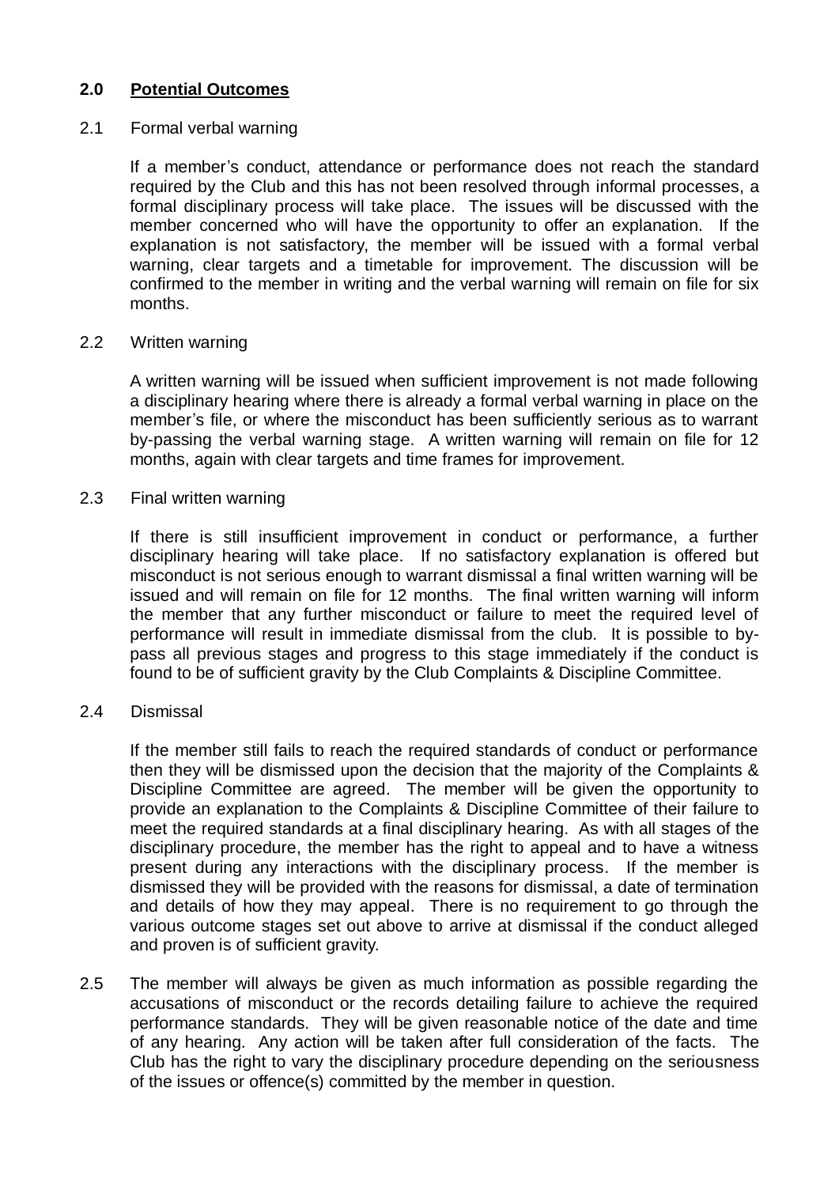## 2.0 Potential Outcomes

2.1 Formal verbal warning

If a member's conduct, attendance or performance does not reach the standard required by the Club and this has not been resolved through informal processes, a formal disciplinary process will take place. The issues will be discussed with the member concerned who will have the opportunity to offer an explanation. If the explanation is not satisfactory, the member will be issued with a formal verbal warning, clear targets and a timetable for improvement. The discussion will be confirmed to the member in writing and the verbal warning will remain on file for six months.

2.2 Written warning

A written warning will be issued when sufficient improvement is not made following a disciplinary hearing where there is already a formal verbal warning in place on the member's file, or where the misconduct has been sufficiently serious as to warrant by-passing the verbal warning stage. A written warning will remain on file for 12 months, again with clear targets and time frames for improvement.

2.3 Final written warning

If there is still insufficient improvement in conduct or performance, a further disciplinary hearing will take place. If no satisfactory explanation is offered but misconduct is not serious enough to warrant dismissal a final written warning will be issued and will remain on file for 12 months. The final written warning will inform the member that any further misconduct or failure to meet the required level of performance will result in immediate dismissal from the club. It is possible to by-pass all previous stages and progress to this stage immediately if the conduct is found to be of sufficient gravity by the Club Complaints & Discipline Committee.

2.4 Dismissal

If the member still fails to reach the required standards of conduct or performance then they will be dismissed upon the decision that the majority of the Complaints & Discipline Committee are agreed. The member will be given the opportunity to provide an explanation to the Complaints & Discipline Committee of their failure to meet the required standards at a final disciplinary hearing. As with all stages of the disciplinary procedure, the member has the right to appeal and to have a witness present during any interactions with the disciplinary process. If the member is dismissed they will be provided with the reasons for dismissal, a date of termination and details of how they may appeal. There is no requirement to go through the various outcome stages set out above to arrive at dismissal if the conduct alleged and proven is of sufficient gravity.

2.5 The member will always be given as much information as possible regarding the accusations of misconduct or the records detailing failure to achieve the required performance standards. They will be given reasonable notice of the date and time of any hearing. Any action will be taken after full consideration of the facts. The Club has the right to vary the disciplinary procedure depending on the seriousness of the issues or offence(s) committed by the member in question.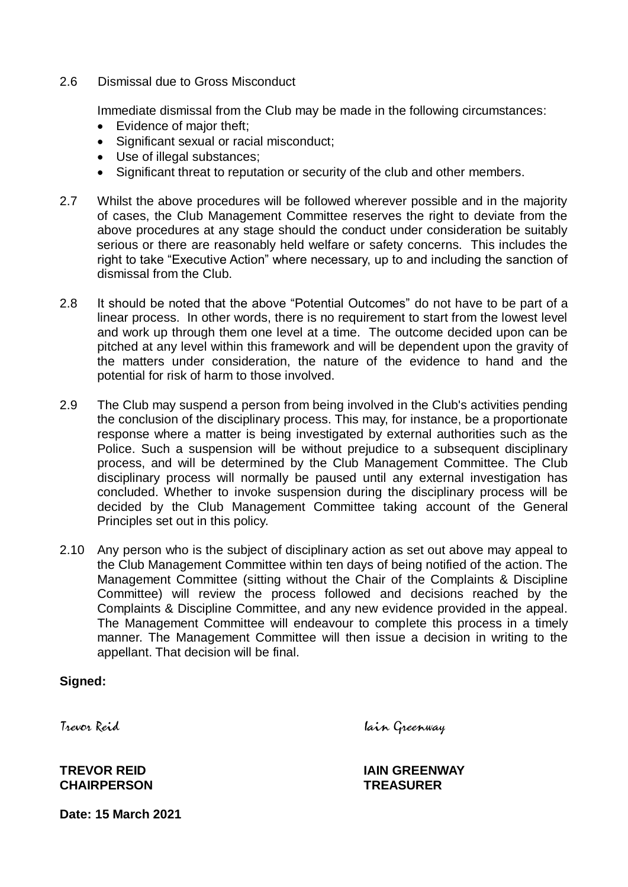2.6 Dismissal due to Gross Misconduct

Immediate dismissal from the Club may be made in the following circumstances:

- Evidence of major theft;
- Significant sexual or racial misconduct;
- Use of illegal substances;
- Significant threat to reputation or security of the club and other members.

2.7 Whilst the above procedures will be followed wherever possible and in the majority of cases, the Club Management Committee reserves the right to deviate from the above procedures at any stage should the conduct under consideration be suitably serious or there are reasonably held welfare or safety concerns. This includes the right to take "Executive Action" where necessary, up to and including the sanction of dismissal from the Club.

2.8 It should be noted that the above "Potential Outcomes" do not have to be part of a linear process. In other words, there is no requirement to start from the lowest level and work up through them one level at a time. The outcome decided upon can be pitched at any level within this framework and will be dependent upon the gravity of the matters under consideration, the nature of the evidence to hand and the potential for risk of harm to those involved.

2.9 The Club may suspend a person from being involved in the Club's activities pending the conclusion of the disciplinary process. This may, for instance, be a proportionate response where a matter is being investigated by external authorities such as the Police. Such a suspension will be without prejudice to a subsequent disciplinary process, and will be determined by the Club Management Committee. The Club disciplinary process will normally be paused until any external investigation has concluded. Whether to invoke suspension during the disciplinary process will be decided by the Club Management Committee taking account of the General Principles set out in this policy.

2.10 Any person who is the subject of disciplinary action as set out above may appeal to the Club Management Committee within ten days of being notified of the action. The Management Committee (sitting without the Chair of the Complaints & Discipline Committee) will review the process followed and decisions reached by the Complaints & Discipline Committee, and any new evidence provided in the appeal. The Management Committee will endeavour to complete this process in a timely manner. The Management Committee will then issue a decision in writing to the appellant. That decision will be final.

**Signed:**

*Trevor Reid* *Iain Greenway*

**TREVOR REID**
**CHAIRPERSON**

**IAIN GREENWAY**
**TREASURER**

**Date: 15 March 2021**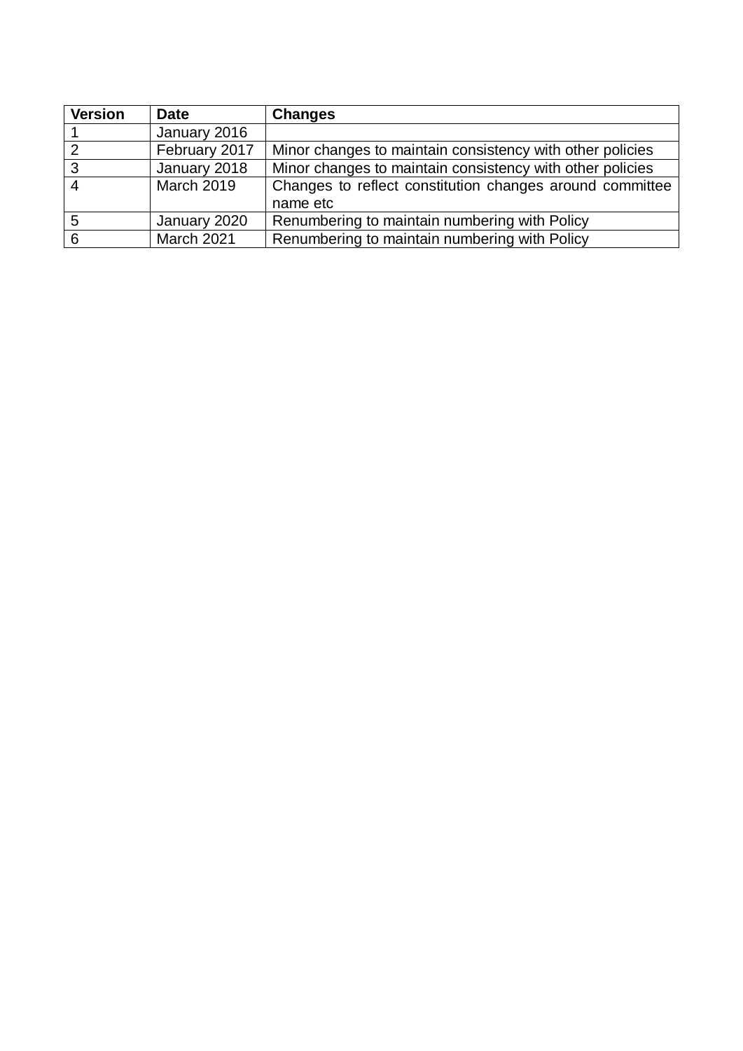| Version | Date | Changes |
| --- | --- | --- |
| 1 | January 2016 | |
| 2 | February 2017 | Minor changes to maintain consistency with other policies |
| 3 | January 2018 | Minor changes to maintain consistency with other policies |
| 4 | March 2019 | Changes to reflect constitution changes around committee name etc |
| 5 | January 2020 | Renumbering to maintain numbering with Policy |
| 6 | March 2021 | Renumbering to maintain numbering with Policy |